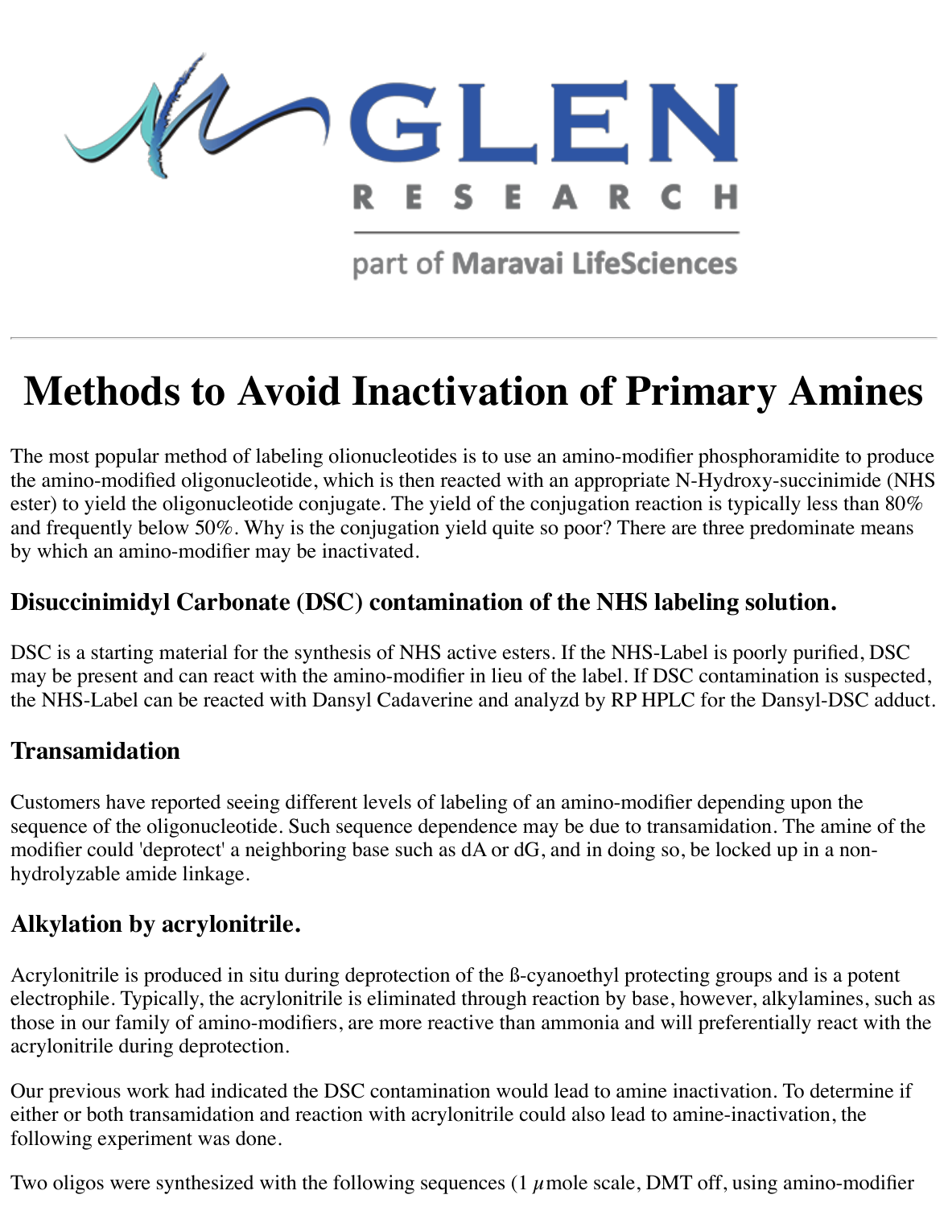# Methods to Avoid Inactivation of Primary Amines

The most popular method of labeling olionucleotides is to use an amino-modifier phosphoramidite to produce the amino-modified oligonucleotide, which is then reacted with an appropriate N-Hydroxy-succinimide (NHS ester) to yield the oligonucleotide conjugate. The yield of the conjugation reaction is typically less than 80% and frequently below 50%. Why is the conjugation yield quite so poor? There are three predominate means by which an amino-modifier may be inactivated.

## Disuccinimidyl Carbonate (DSC) contamination of the NHS labeling solution.

DSC is a starting material for the synthesis of NHS active esters. If the NHS-Label is poorly purified, DSC may be present and can react with the amino-modifier in lieu of the label. If DSC contamination is suspected, the NHS-Label can be reacted with Dansyl Cadaverine and analyzd by RP HPLC for the Dansyl-DSC adduct.

## Transamidation

Customers have reported seeing different levels of labeling of an amino-modifier depending upon the sequence of the oligonucleotide. Such sequence dependence may be due to transamidation. The amine of the modifier could 'deprotect' a neighboring base such as dA or dG, and in doing so, be locked up in a non-hydrolyzable amide linkage.

## Alkylation by acrylonitrile.

Acrylonitrile is produced in situ during deprotection of the ß-cyanoethyl protecting groups and is a potent electrophile. Typically, the acrylonitrile is eliminated through reaction by base, however, alkylamines, such as those in our family of amino-modifiers, are more reactive than ammonia and will preferentially react with the acrylonitrile during deprotection.

Our previous work had indicated the DSC contamination would lead to amine inactivation. To determine if either or both transamidation and reaction with acrylonitrile could also lead to amine-inactivation, the following experiment was done.

Two oligos were synthesized with the following sequences (1 $\mu$mole scale, DMT off, using amino-modifier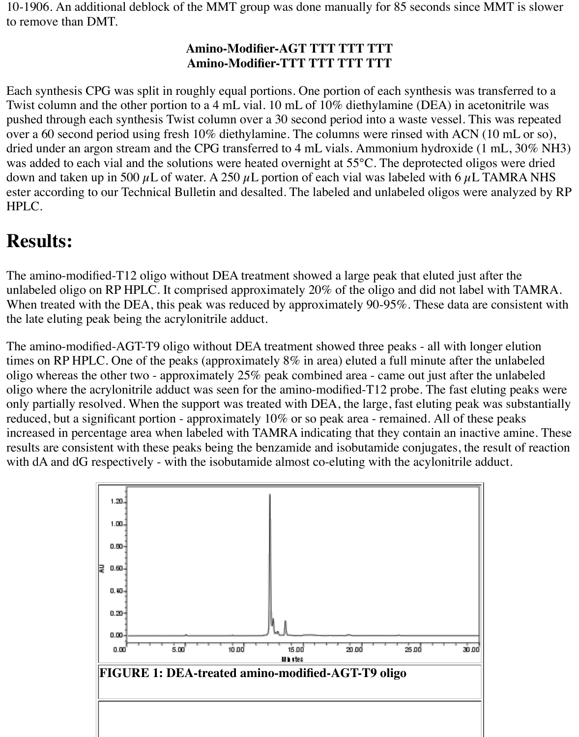10-1906. An additional deblock of the MMT group was done manually for 85 seconds since MMT is slower to remove than DMT.

**Amino-Modifier-AGT TTT TTT TTT**
**Amino-Modifier-TTT TTT TTT TTT**

Each synthesis CPG was split in roughly equal portions. One portion of each synthesis was transferred to a Twist column and the other portion to a 4 mL vial. 10 mL of 10% diethylamine (DEA) in acetonitrile was pushed through each synthesis Twist column over a 30 second period into a waste vessel. This was repeated over a 60 second period using fresh 10% diethylamine. The columns were rinsed with ACN (10 mL or so), dried under an argon stream and the CPG transferred to 4 mL vials. Ammonium hydroxide (1 mL, 30% $NH_3$) was added to each vial and the solutions were heated overnight at 55°C. The deprotected oligos were dried down and taken up in 500 μL of water. A 250 μL portion of each vial was labeled with 6 μL TAMRA NHS ester according to our Technical Bulletin and desalted. The labeled and unlabeled oligos were analyzed by RP HPLC.

# Results:

The amino-modified-T12 oligo without DEA treatment showed a large peak that eluted just after the unlabeled oligo on RP HPLC. It comprised approximately 20% of the oligo and did not label with TAMRA. When treated with the DEA, this peak was reduced by approximately 90-95%. These data are consistent with the late eluting peak being the acrylonitrile adduct.

The amino-modified-AGT-T9 oligo without DEA treatment showed three peaks - all with longer elution times on RP HPLC. One of the peaks (approximately 8% in area) eluted a full minute after the unlabeled oligo whereas the other two - approximately 25% peak combined area - came out just after the unlabeled oligo where the acrylonitrile adduct was seen for the amino-modified-T12 probe. The fast eluting peaks were only partially resolved. When the support was treated with DEA, the large, fast eluting peak was substantially reduced, but a significant portion - approximately 10% or so peak area - remained. All of these peaks increased in percentage area when labeled with TAMRA indicating that they contain an inactive amine. These results are consistent with these peaks being the benzamide and isobutamide conjugates, the result of reaction with dA and dG respectively - with the isobutamide almost co-eluting with the acylonitrile adduct.

**FIGURE 1: DEA-treated amino-modified-AGT-T9 oligo**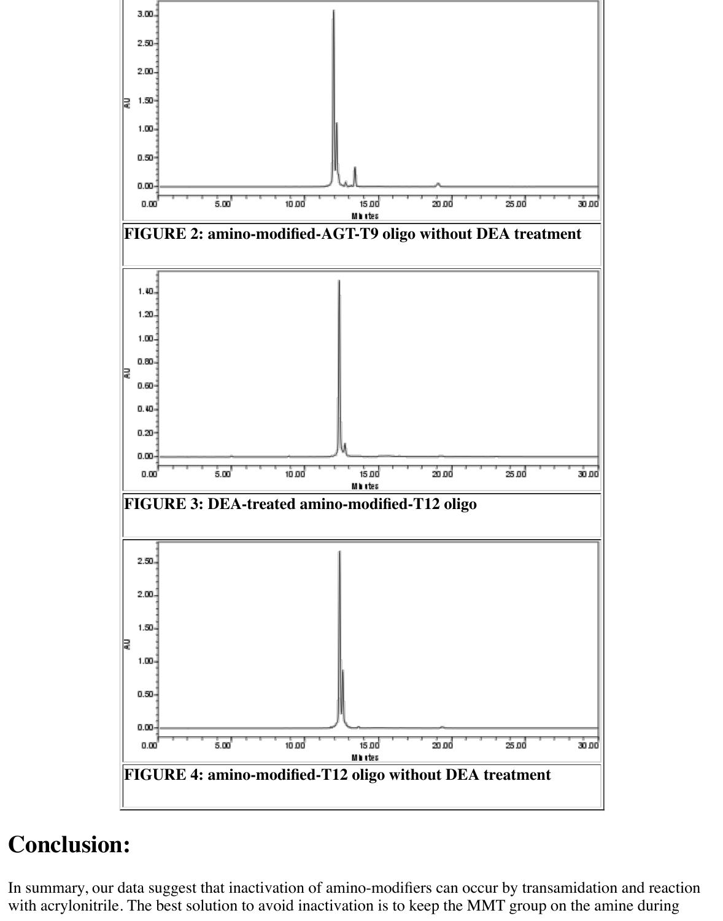FIGURE 2: amino-modified-AGT-T9 oligo without DEA treatment

FIGURE 3: DEA-treated amino-modified-T12 oligo

FIGURE 4: amino-modified-T12 oligo without DEA treatment

# Conclusion:

In summary, our data suggest that inactivation of amino-modifiers can occur by transamidation and reaction with acrylonitrile. The best solution to avoid inactivation is to keep the MMT group on the amine during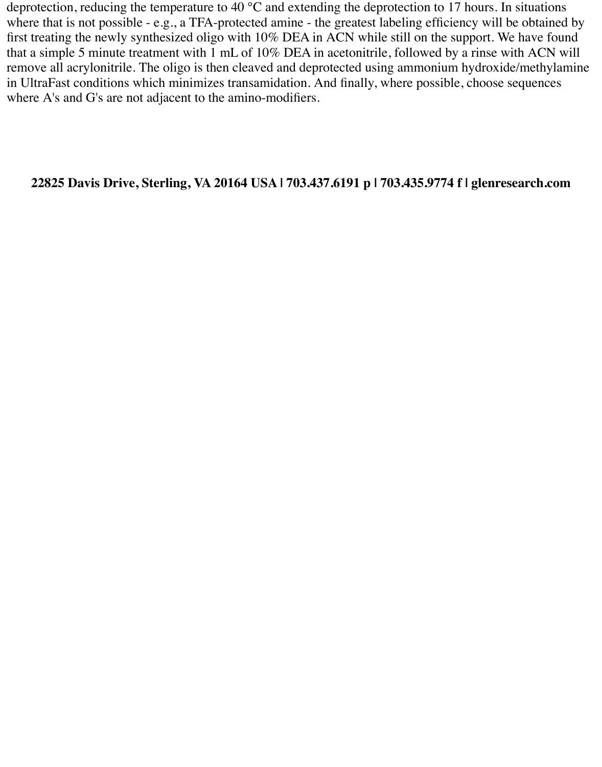deprotection, reducing the temperature to 40 °C and extending the deprotection to 17 hours. In situations where that is not possible - e.g., a TFA-protected amine - the greatest labeling efficiency will be obtained by first treating the newly synthesized oligo with 10% DEA in ACN while still on the support. We have found that a simple 5 minute treatment with 1 mL of 10% DEA in acetonitrile, followed by a rinse with ACN will remove all acrylonitrile. The oligo is then cleaved and deprotected using ammonium hydroxide/methylamine in UltraFast conditions which minimizes transamidation. And finally, where possible, choose sequences where A's and G's are not adjacent to the amino-modifiers.